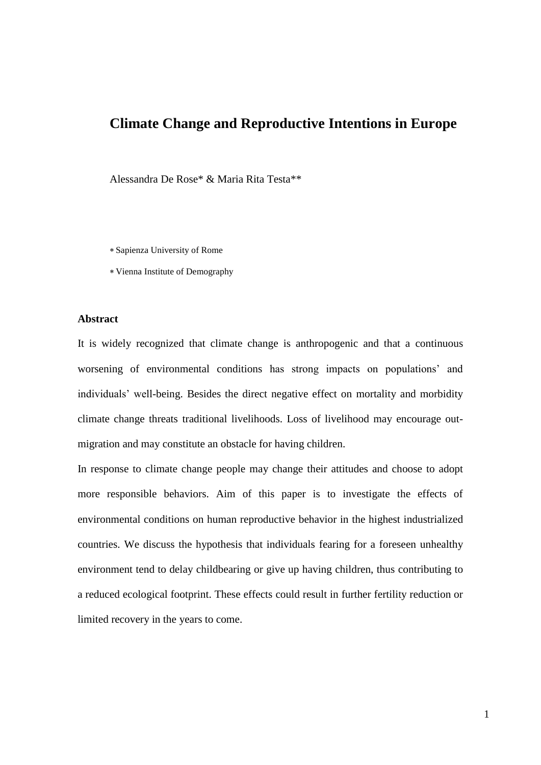# Climate Change and Reproductive Intentions in Europe

Alessandra De Rose* & Maria Rita Testa**

* Sapienza University of Rome

* Vienna Institute of Demography

## Abstract

It is widely recognized that climate change is anthropogenic and that a continuous worsening of environmental conditions has strong impacts on populations' and individuals' well-being. Besides the direct negative effect on mortality and morbidity climate change threats traditional livelihoods. Loss of livelihood may encourage out-migration and may constitute an obstacle for having children.

In response to climate change people may change their attitudes and choose to adopt more responsible behaviors. Aim of this paper is to investigate the effects of environmental conditions on human reproductive behavior in the highest industrialized countries. We discuss the hypothesis that individuals fearing for a foreseen unhealthy environment tend to delay childbearing or give up having children, thus contributing to a reduced ecological footprint. These effects could result in further fertility reduction or limited recovery in the years to come.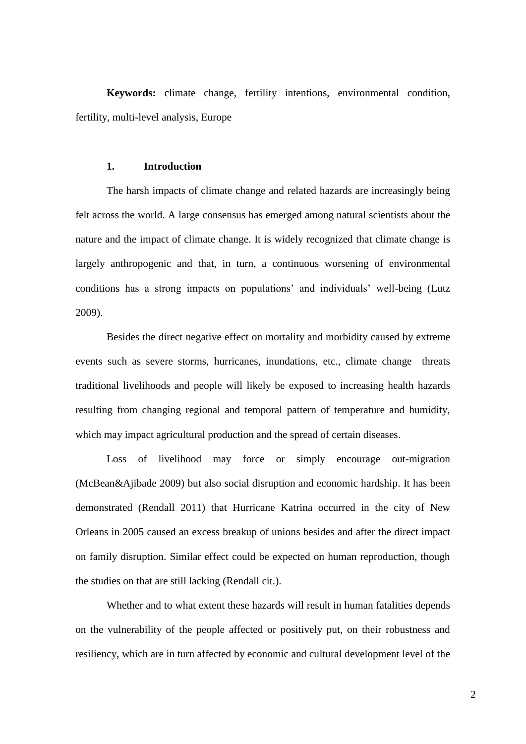**Keywords:** climate change, fertility intentions, environmental condition, fertility, multi-level analysis, Europe

## 1. Introduction

The harsh impacts of climate change and related hazards are increasingly being felt across the world. A large consensus has emerged among natural scientists about the nature and the impact of climate change. It is widely recognized that climate change is largely anthropogenic and that, in turn, a continuous worsening of environmental conditions has a strong impacts on populations' and individuals' well-being (Lutz 2009).

Besides the direct negative effect on mortality and morbidity caused by extreme events such as severe storms, hurricanes, inundations, etc., climate change threats traditional livelihoods and people will likely be exposed to increasing health hazards resulting from changing regional and temporal pattern of temperature and humidity, which may impact agricultural production and the spread of certain diseases.

Loss of livelihood may force or simply encourage out-migration (McBean&Ajibade 2009) but also social disruption and economic hardship. It has been demonstrated (Rendall 2011) that Hurricane Katrina occurred in the city of New Orleans in 2005 caused an excess breakup of unions besides and after the direct impact on family disruption. Similar effect could be expected on human reproduction, though the studies on that are still lacking (Rendall cit.).

Whether and to what extent these hazards will result in human fatalities depends on the vulnerability of the people affected or positively put, on their robustness and resiliency, which are in turn affected by economic and cultural development level of the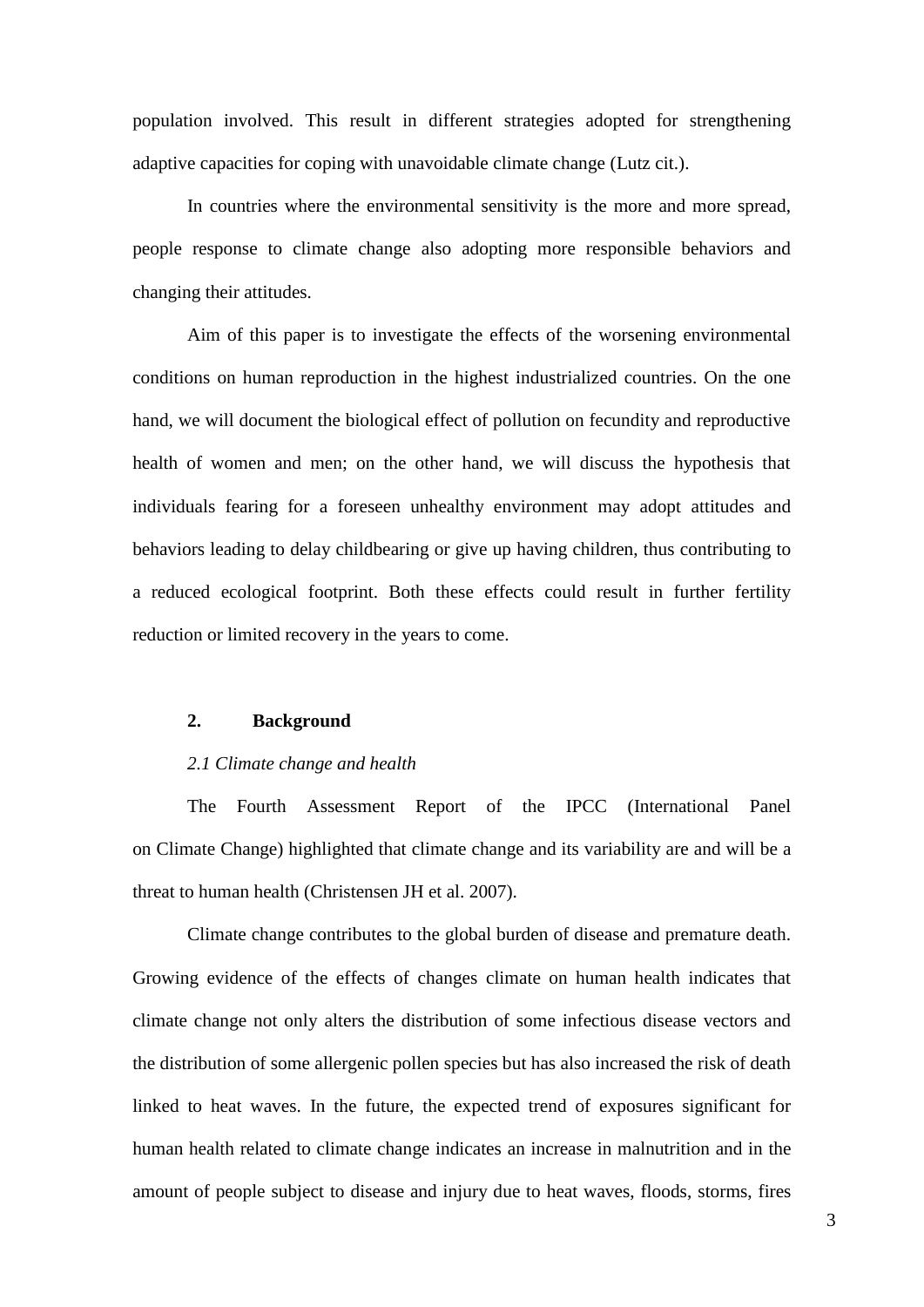population involved. This result in different strategies adopted for strengthening adaptive capacities for coping with unavoidable climate change (Lutz cit.).

In countries where the environmental sensitivity is the more and more spread, people response to climate change also adopting more responsible behaviors and changing their attitudes.

Aim of this paper is to investigate the effects of the worsening environmental conditions on human reproduction in the highest industrialized countries. On the one hand, we will document the biological effect of pollution on fecundity and reproductive health of women and men; on the other hand, we will discuss the hypothesis that individuals fearing for a foreseen unhealthy environment may adopt attitudes and behaviors leading to delay childbearing or give up having children, thus contributing to a reduced ecological footprint. Both these effects could result in further fertility reduction or limited recovery in the years to come.

## 2. Background

### *2.1 Climate change and health*

The Fourth Assessment Report of the IPCC (International Panel on Climate Change) highlighted that climate change and its variability are and will be a threat to human health (Christensen JH et al. 2007).

Climate change contributes to the global burden of disease and premature death. Growing evidence of the effects of changes climate on human health indicates that climate change not only alters the distribution of some infectious disease vectors and the distribution of some allergenic pollen species but has also increased the risk of death linked to heat waves. In the future, the expected trend of exposures significant for human health related to climate change indicates an increase in malnutrition and in the amount of people subject to disease and injury due to heat waves, floods, storms, fires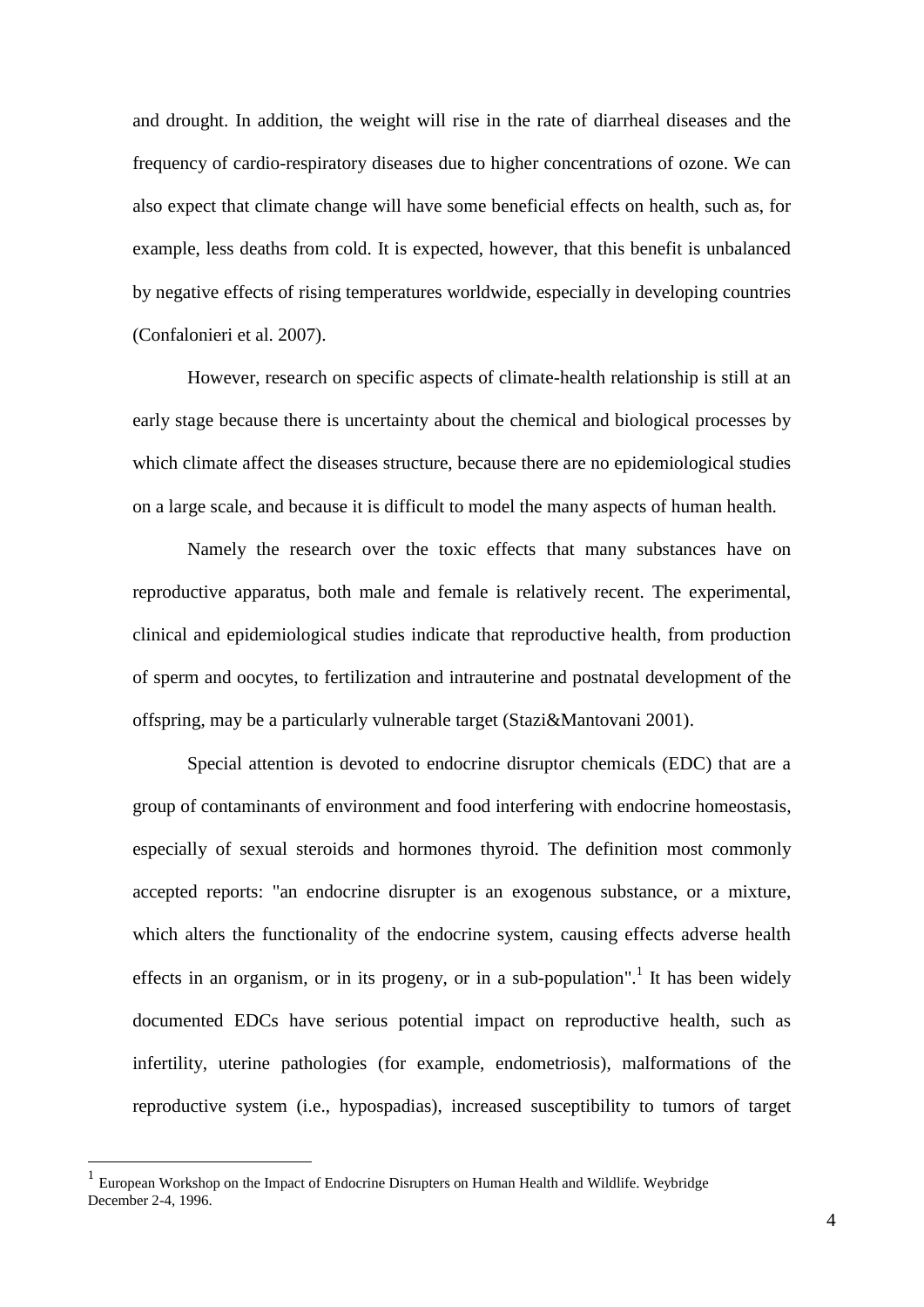and drought. In addition, the weight will rise in the rate of diarrheal diseases and the frequency of cardio-respiratory diseases due to higher concentrations of ozone. We can also expect that climate change will have some beneficial effects on health, such as, for example, less deaths from cold. It is expected, however, that this benefit is unbalanced by negative effects of rising temperatures worldwide, especially in developing countries (Confalonieri et al. 2007).

However, research on specific aspects of climate-health relationship is still at an early stage because there is uncertainty about the chemical and biological processes by which climate affect the diseases structure, because there are no epidemiological studies on a large scale, and because it is difficult to model the many aspects of human health.

Namely the research over the toxic effects that many substances have on reproductive apparatus, both male and female is relatively recent. The experimental, clinical and epidemiological studies indicate that reproductive health, from production of sperm and oocytes, to fertilization and intrauterine and postnatal development of the offspring, may be a particularly vulnerable target (Stazi&Mantovani 2001).

Special attention is devoted to endocrine disruptor chemicals (EDC) that are a group of contaminants of environment and food interfering with endocrine homeostasis, especially of sexual steroids and hormones thyroid. The definition most commonly accepted reports: "an endocrine disrupter is an exogenous substance, or a mixture, which alters the functionality of the endocrine system, causing effects adverse health effects in an organism, or in its progeny, or in a sub-population".[1] It has been widely documented EDCs have serious potential impact on reproductive health, such as infertility, uterine pathologies (for example, endometriosis), malformations of the reproductive system (i.e., hypospadias), increased susceptibility to tumors of target

[1] European Workshop on the Impact of Endocrine Disrupters on Human Health and Wildlife. Weybridge December 2-4, 1996.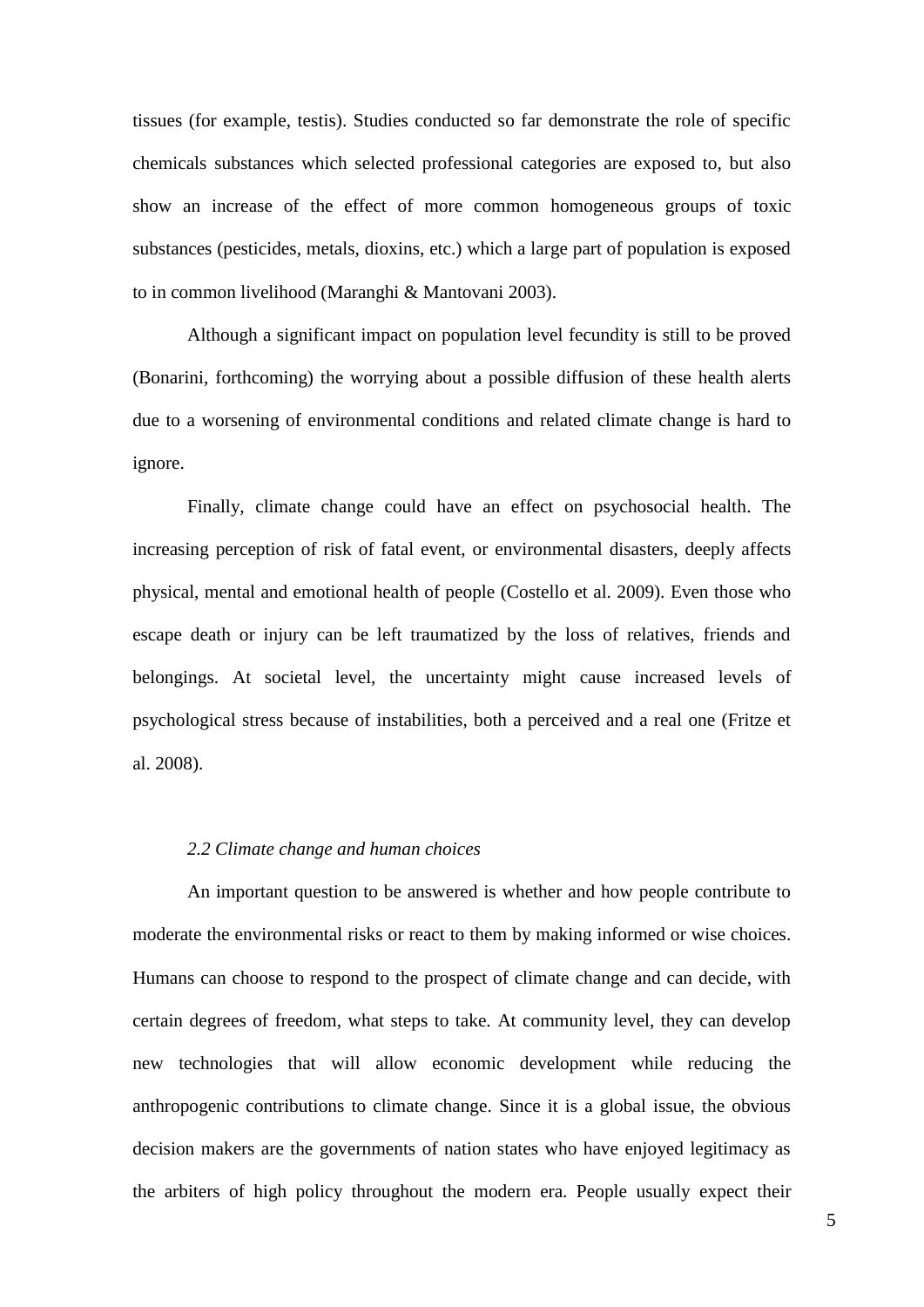tissues (for example, testis). Studies conducted so far demonstrate the role of specific chemicals substances which selected professional categories are exposed to, but also show an increase of the effect of more common homogeneous groups of toxic substances (pesticides, metals, dioxins, etc.) which a large part of population is exposed to in common livelihood (Maranghi & Mantovani 2003).

Although a significant impact on population level fecundity is still to be proved (Bonarini, forthcoming) the worrying about a possible diffusion of these health alerts due to a worsening of environmental conditions and related climate change is hard to ignore.

Finally, climate change could have an effect on psychosocial health. The increasing perception of risk of fatal event, or environmental disasters, deeply affects physical, mental and emotional health of people (Costello et al. 2009). Even those who escape death or injury can be left traumatized by the loss of relatives, friends and belongings. At societal level, the uncertainty might cause increased levels of psychological stress because of instabilities, both a perceived and a real one (Fritze et al. 2008).

### *2.2 Climate change and human choices*

An important question to be answered is whether and how people contribute to moderate the environmental risks or react to them by making informed or wise choices. Humans can choose to respond to the prospect of climate change and can decide, with certain degrees of freedom, what steps to take. At community level, they can develop new technologies that will allow economic development while reducing the anthropogenic contributions to climate change. Since it is a global issue, the obvious decision makers are the governments of nation states who have enjoyed legitimacy as the arbiters of high policy throughout the modern era. People usually expect their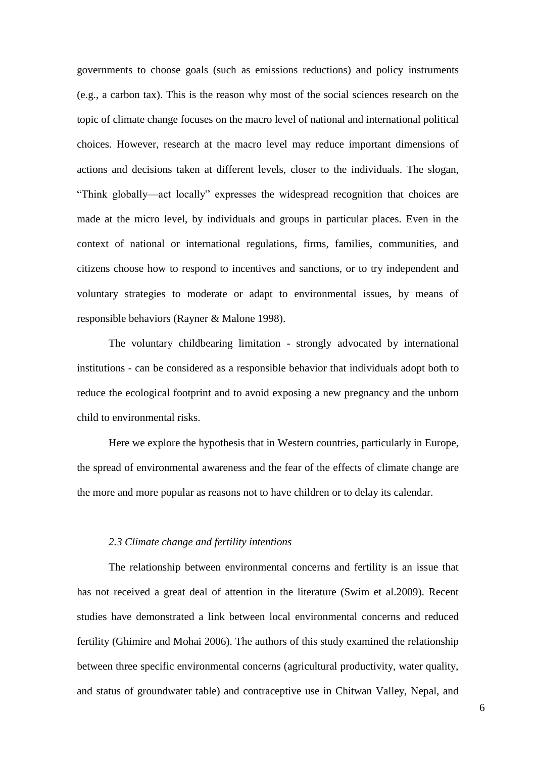governments to choose goals (such as emissions reductions) and policy instruments (e.g., a carbon tax). This is the reason why most of the social sciences research on the topic of climate change focuses on the macro level of national and international political choices. However, research at the macro level may reduce important dimensions of actions and decisions taken at different levels, closer to the individuals. The slogan, "Think globally—act locally" expresses the widespread recognition that choices are made at the micro level, by individuals and groups in particular places. Even in the context of national or international regulations, firms, families, communities, and citizens choose how to respond to incentives and sanctions, or to try independent and voluntary strategies to moderate or adapt to environmental issues, by means of responsible behaviors (Rayner & Malone 1998).

The voluntary childbearing limitation - strongly advocated by international institutions - can be considered as a responsible behavior that individuals adopt both to reduce the ecological footprint and to avoid exposing a new pregnancy and the unborn child to environmental risks.

Here we explore the hypothesis that in Western countries, particularly in Europe, the spread of environmental awareness and the fear of the effects of climate change are the more and more popular as reasons not to have children or to delay its calendar.

### *2.3 Climate change and fertility intentions*

The relationship between environmental concerns and fertility is an issue that has not received a great deal of attention in the literature (Swim et al.2009). Recent studies have demonstrated a link between local environmental concerns and reduced fertility (Ghimire and Mohai 2006). The authors of this study examined the relationship between three specific environmental concerns (agricultural productivity, water quality, and status of groundwater table) and contraceptive use in Chitwan Valley, Nepal, and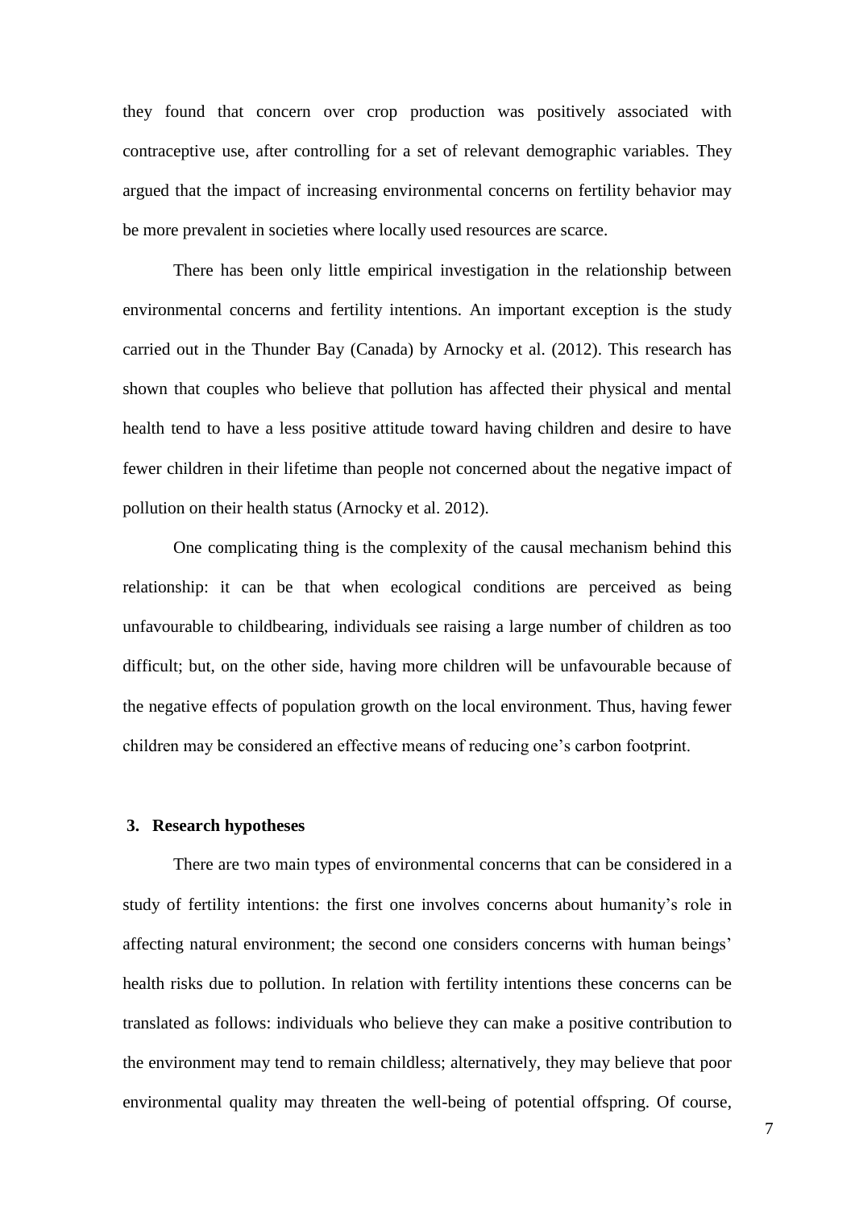they found that concern over crop production was positively associated with contraceptive use, after controlling for a set of relevant demographic variables. They argued that the impact of increasing environmental concerns on fertility behavior may be more prevalent in societies where locally used resources are scarce.

There has been only little empirical investigation in the relationship between environmental concerns and fertility intentions. An important exception is the study carried out in the Thunder Bay (Canada) by Arnocky et al. (2012). This research has shown that couples who believe that pollution has affected their physical and mental health tend to have a less positive attitude toward having children and desire to have fewer children in their lifetime than people not concerned about the negative impact of pollution on their health status (Arnocky et al. 2012).

One complicating thing is the complexity of the causal mechanism behind this relationship: it can be that when ecological conditions are perceived as being unfavourable to childbearing, individuals see raising a large number of children as too difficult; but, on the other side, having more children will be unfavourable because of the negative effects of population growth on the local environment. Thus, having fewer children may be considered an effective means of reducing one's carbon footprint.

## 3. Research hypotheses

There are two main types of environmental concerns that can be considered in a study of fertility intentions: the first one involves concerns about humanity's role in affecting natural environment; the second one considers concerns with human beings' health risks due to pollution. In relation with fertility intentions these concerns can be translated as follows: individuals who believe they can make a positive contribution to the environment may tend to remain childless; alternatively, they may believe that poor environmental quality may threaten the well-being of potential offspring. Of course,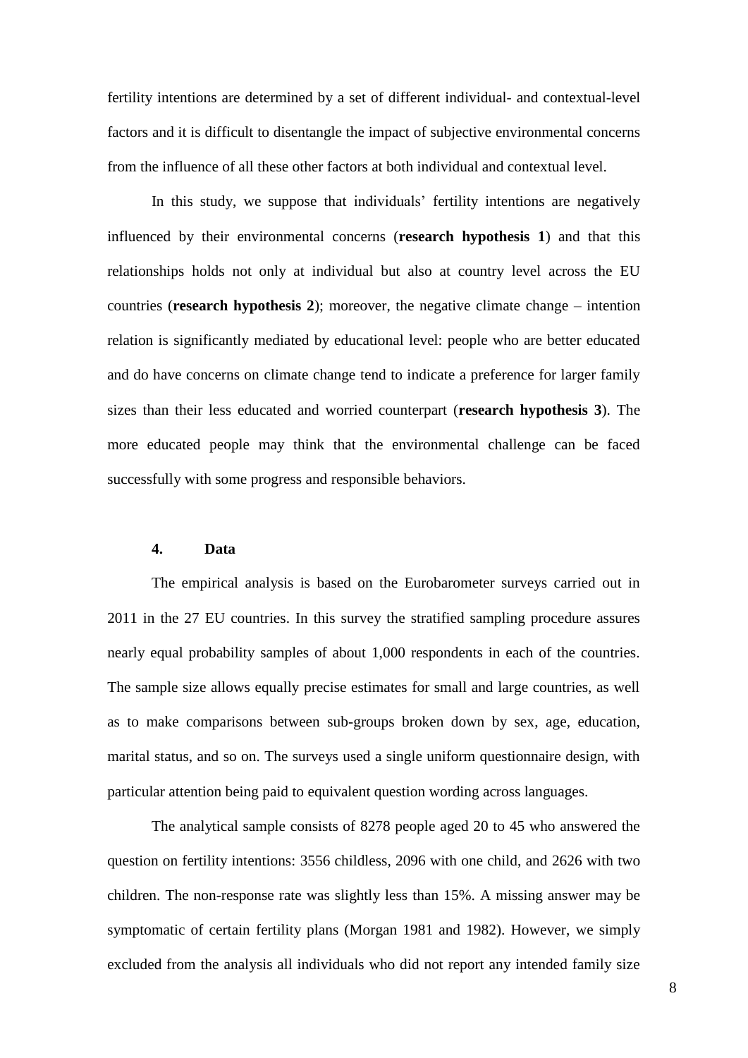fertility intentions are determined by a set of different individual- and contextual-level factors and it is difficult to disentangle the impact of subjective environmental concerns from the influence of all these other factors at both individual and contextual level.

In this study, we suppose that individuals' fertility intentions are negatively influenced by their environmental concerns (**research hypothesis 1**) and that this relationships holds not only at individual but also at country level across the EU countries (**research hypothesis 2**); moreover, the negative climate change – intention relation is significantly mediated by educational level: people who are better educated and do have concerns on climate change tend to indicate a preference for larger family sizes than their less educated and worried counterpart (**research hypothesis 3**). The more educated people may think that the environmental challenge can be faced successfully with some progress and responsible behaviors.

## 4. Data

The empirical analysis is based on the Eurobarometer surveys carried out in 2011 in the 27 EU countries. In this survey the stratified sampling procedure assures nearly equal probability samples of about 1,000 respondents in each of the countries. The sample size allows equally precise estimates for small and large countries, as well as to make comparisons between sub-groups broken down by sex, age, education, marital status, and so on. The surveys used a single uniform questionnaire design, with particular attention being paid to equivalent question wording across languages.

The analytical sample consists of 8278 people aged 20 to 45 who answered the question on fertility intentions: 3556 childless, 2096 with one child, and 2626 with two children. The non-response rate was slightly less than 15%. A missing answer may be symptomatic of certain fertility plans (Morgan 1981 and 1982). However, we simply excluded from the analysis all individuals who did not report any intended family size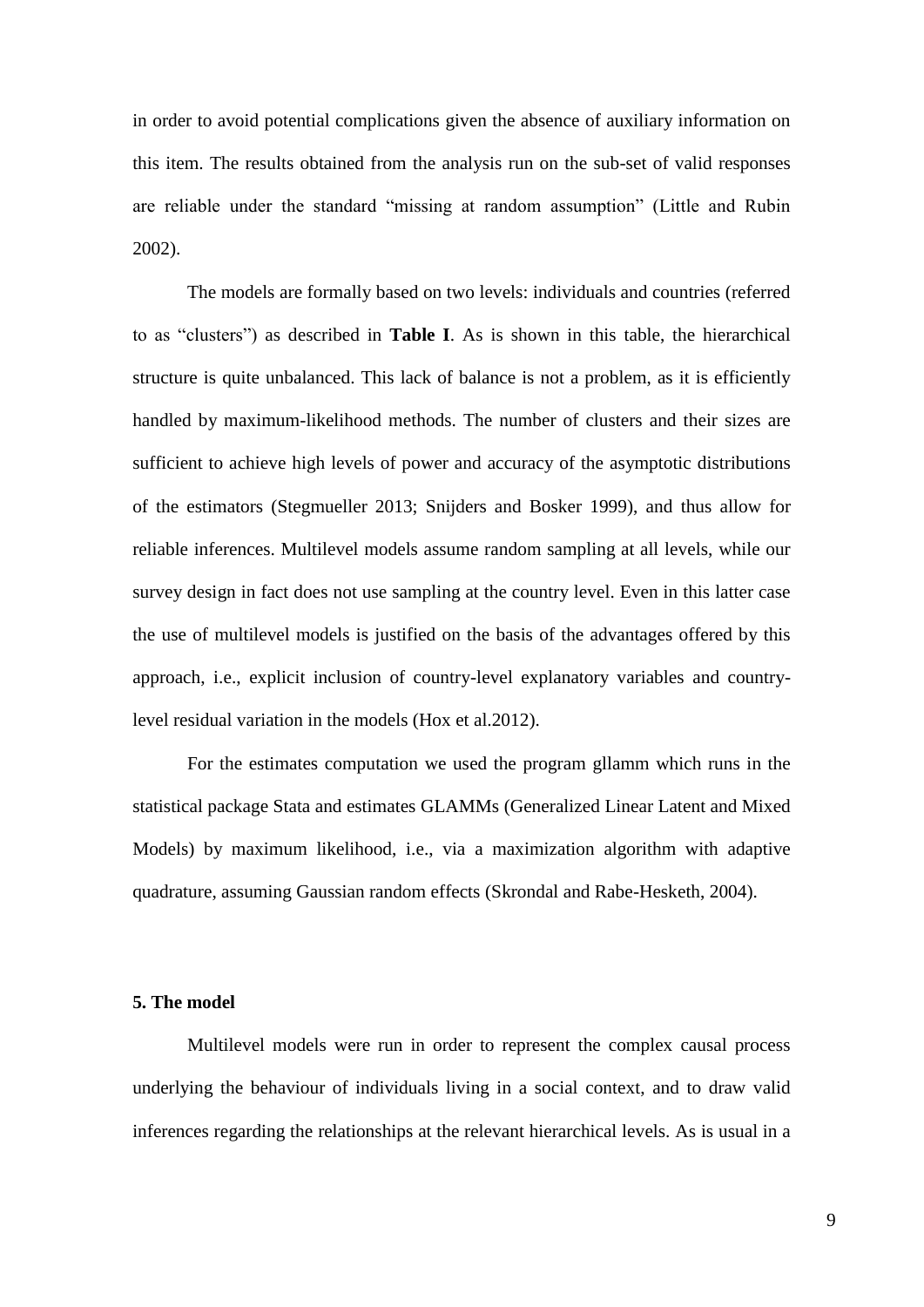in order to avoid potential complications given the absence of auxiliary information on this item. The results obtained from the analysis run on the sub-set of valid responses are reliable under the standard "missing at random assumption" (Little and Rubin 2002).

The models are formally based on two levels: individuals and countries (referred to as "clusters") as described in **Table I**. As is shown in this table, the hierarchical structure is quite unbalanced. This lack of balance is not a problem, as it is efficiently handled by maximum-likelihood methods. The number of clusters and their sizes are sufficient to achieve high levels of power and accuracy of the asymptotic distributions of the estimators (Stegmueller 2013; Snijders and Bosker 1999), and thus allow for reliable inferences. Multilevel models assume random sampling at all levels, while our survey design in fact does not use sampling at the country level. Even in this latter case the use of multilevel models is justified on the basis of the advantages offered by this approach, i.e., explicit inclusion of country-level explanatory variables and country-level residual variation in the models (Hox et al.2012).

For the estimates computation we used the program gllamm which runs in the statistical package Stata and estimates GLAMMs (Generalized Linear Latent and Mixed Models) by maximum likelihood, i.e., via a maximization algorithm with adaptive quadrature, assuming Gaussian random effects (Skrondal and Rabe-Hesketh, 2004).

## 5. The model

Multilevel models were run in order to represent the complex causal process underlying the behaviour of individuals living in a social context, and to draw valid inferences regarding the relationships at the relevant hierarchical levels. As is usual in a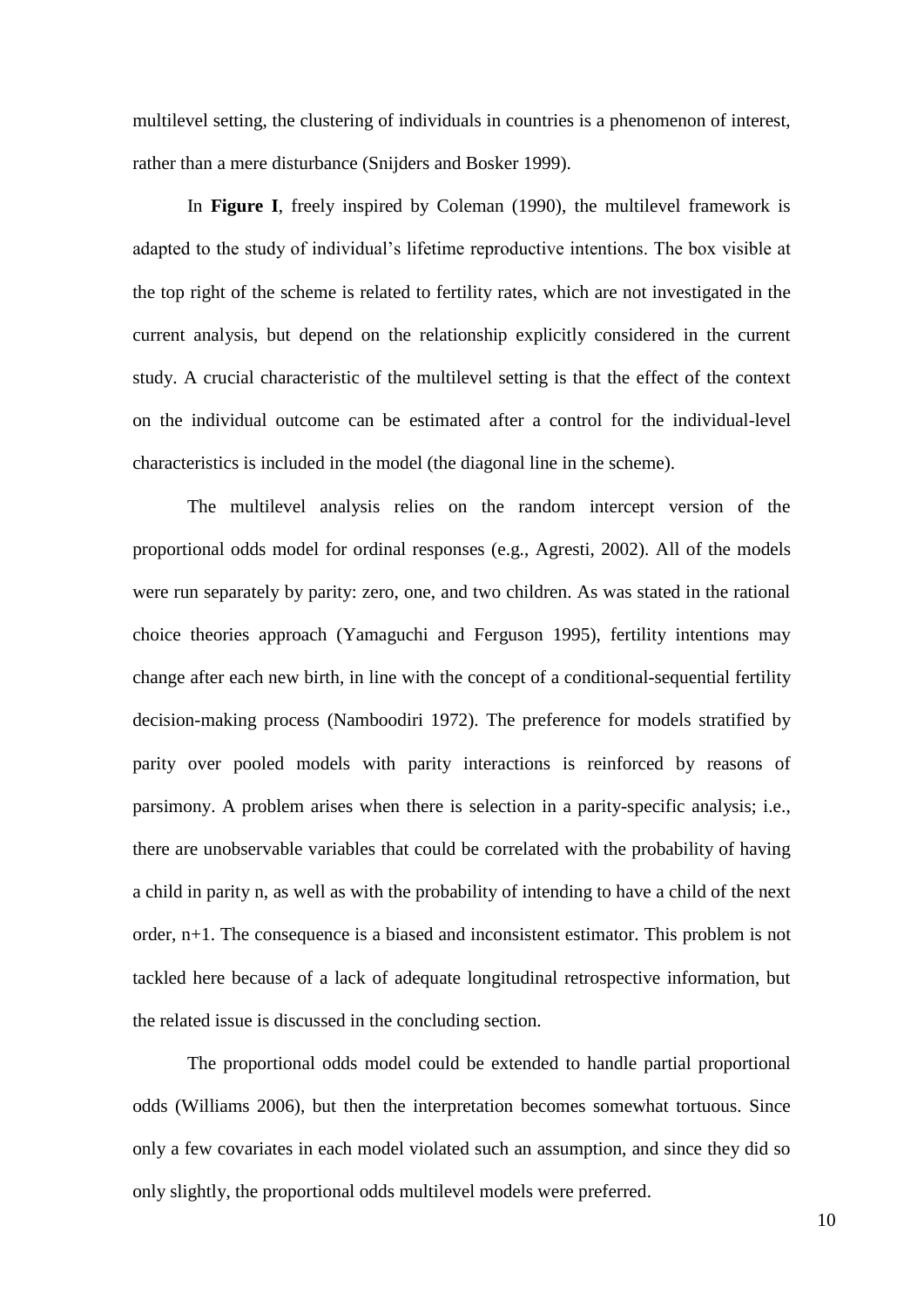multilevel setting, the clustering of individuals in countries is a phenomenon of interest, rather than a mere disturbance (Snijders and Bosker 1999).

In **Figure I**, freely inspired by Coleman (1990), the multilevel framework is adapted to the study of individual's lifetime reproductive intentions. The box visible at the top right of the scheme is related to fertility rates, which are not investigated in the current analysis, but depend on the relationship explicitly considered in the current study. A crucial characteristic of the multilevel setting is that the effect of the context on the individual outcome can be estimated after a control for the individual-level characteristics is included in the model (the diagonal line in the scheme).

The multilevel analysis relies on the random intercept version of the proportional odds model for ordinal responses (e.g., Agresti, 2002). All of the models were run separately by parity: zero, one, and two children. As was stated in the rational choice theories approach (Yamaguchi and Ferguson 1995), fertility intentions may change after each new birth, in line with the concept of a conditional-sequential fertility decision-making process (Namboodiri 1972). The preference for models stratified by parity over pooled models with parity interactions is reinforced by reasons of parsimony. A problem arises when there is selection in a parity-specific analysis; i.e., there are unobservable variables that could be correlated with the probability of having a child in parity n, as well as with the probability of intending to have a child of the next order, n+1. The consequence is a biased and inconsistent estimator. This problem is not tackled here because of a lack of adequate longitudinal retrospective information, but the related issue is discussed in the concluding section.

The proportional odds model could be extended to handle partial proportional odds (Williams 2006), but then the interpretation becomes somewhat tortuous. Since only a few covariates in each model violated such an assumption, and since they did so only slightly, the proportional odds multilevel models were preferred.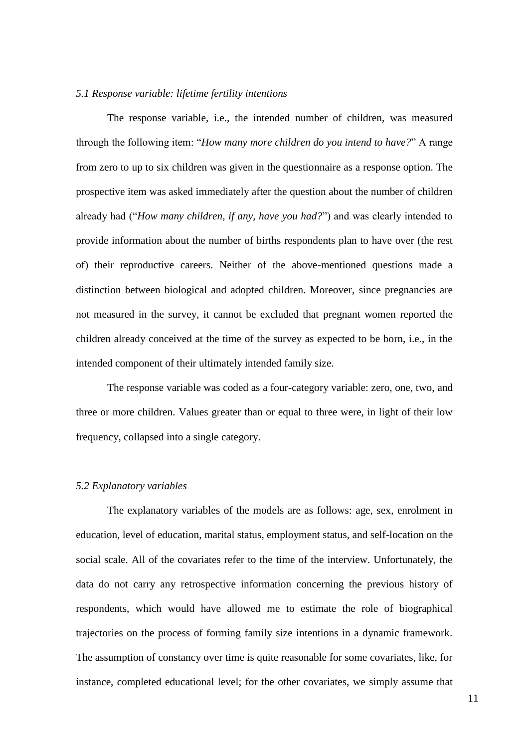### *5.1 Response variable: lifetime fertility intentions*

The response variable, i.e., the intended number of children, was measured through the following item: "*How many more children do you intend to have?*" A range from zero to up to six children was given in the questionnaire as a response option. The prospective item was asked immediately after the question about the number of children already had ("*How many children, if any, have you had?*") and was clearly intended to provide information about the number of births respondents plan to have over (the rest of) their reproductive careers. Neither of the above-mentioned questions made a distinction between biological and adopted children. Moreover, since pregnancies are not measured in the survey, it cannot be excluded that pregnant women reported the children already conceived at the time of the survey as expected to be born, i.e., in the intended component of their ultimately intended family size.

The response variable was coded as a four-category variable: zero, one, two, and three or more children. Values greater than or equal to three were, in light of their low frequency, collapsed into a single category.

### *5.2 Explanatory variables*

The explanatory variables of the models are as follows: age, sex, enrolment in education, level of education, marital status, employment status, and self-location on the social scale. All of the covariates refer to the time of the interview. Unfortunately, the data do not carry any retrospective information concerning the previous history of respondents, which would have allowed me to estimate the role of biographical trajectories on the process of forming family size intentions in a dynamic framework. The assumption of constancy over time is quite reasonable for some covariates, like, for instance, completed educational level; for the other covariates, we simply assume that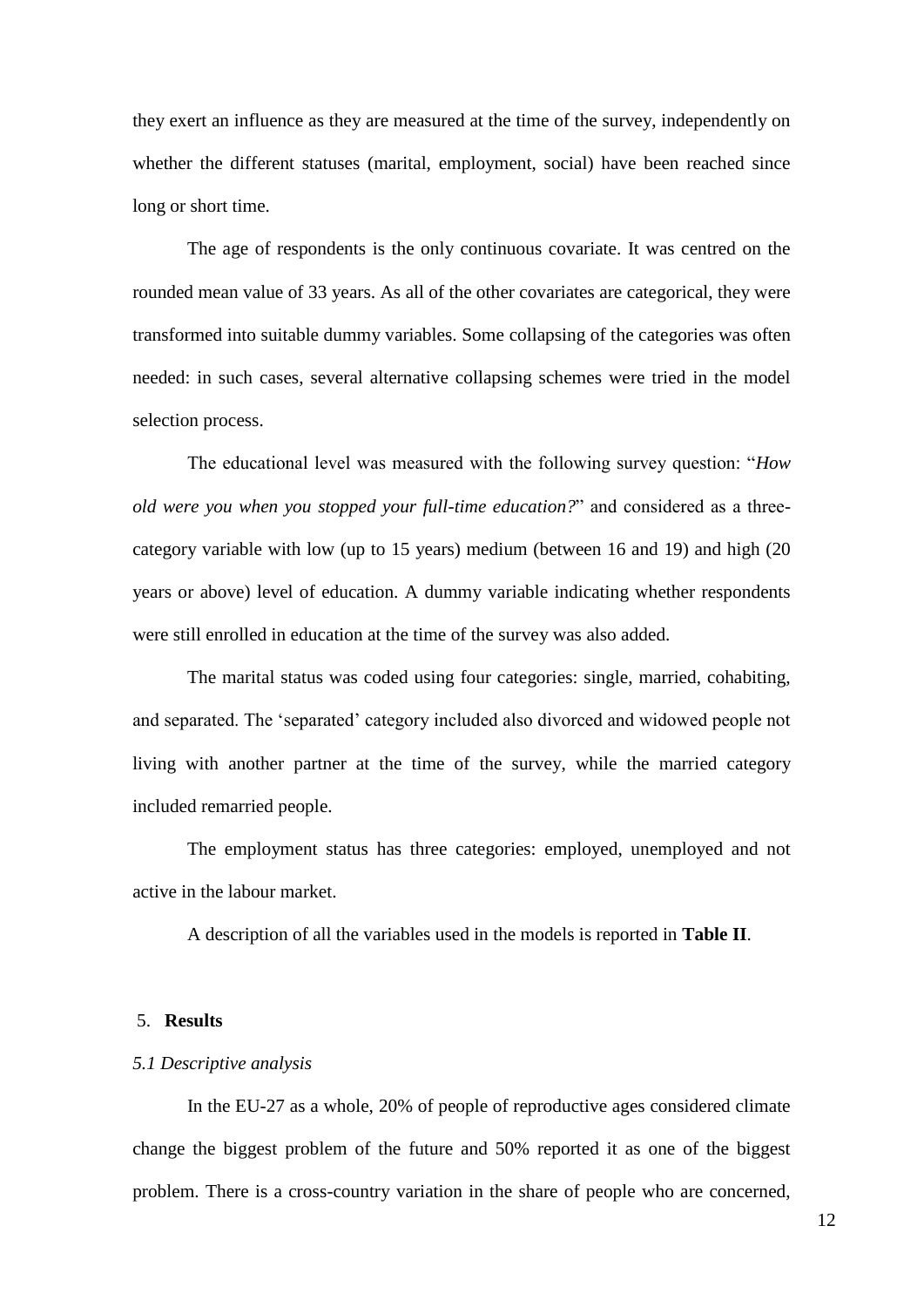they exert an influence as they are measured at the time of the survey, independently on whether the different statuses (marital, employment, social) have been reached since long or short time.

The age of respondents is the only continuous covariate. It was centred on the rounded mean value of 33 years. As all of the other covariates are categorical, they were transformed into suitable dummy variables. Some collapsing of the categories was often needed: in such cases, several alternative collapsing schemes were tried in the model selection process.

The educational level was measured with the following survey question: "*How old were you when you stopped your full-time education?*" and considered as a three-category variable with low (up to 15 years) medium (between 16 and 19) and high (20 years or above) level of education. A dummy variable indicating whether respondents were still enrolled in education at the time of the survey was also added.

The marital status was coded using four categories: single, married, cohabiting, and separated. The 'separated' category included also divorced and widowed people not living with another partner at the time of the survey, while the married category included remarried people.

The employment status has three categories: employed, unemployed and not active in the labour market.

A description of all the variables used in the models is reported in **Table II**.

## 5. **Results**

### *5.1 Descriptive analysis*

In the EU-27 as a whole, 20% of people of reproductive ages considered climate change the biggest problem of the future and 50% reported it as one of the biggest problem. There is a cross-country variation in the share of people who are concerned,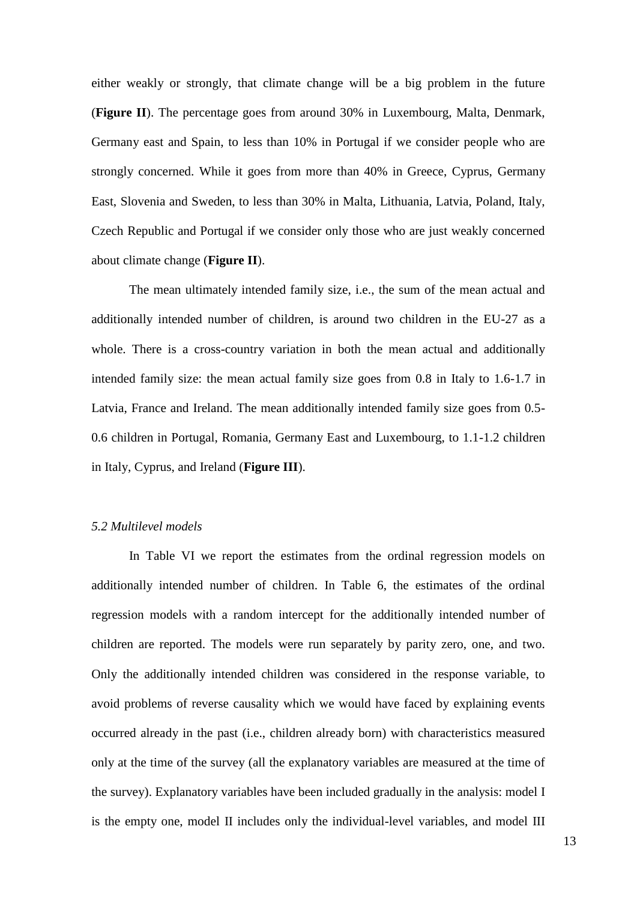either weakly or strongly, that climate change will be a big problem in the future (**Figure II**). The percentage goes from around 30% in Luxembourg, Malta, Denmark, Germany east and Spain, to less than 10% in Portugal if we consider people who are strongly concerned. While it goes from more than 40% in Greece, Cyprus, Germany East, Slovenia and Sweden, to less than 30% in Malta, Lithuania, Latvia, Poland, Italy, Czech Republic and Portugal if we consider only those who are just weakly concerned about climate change (**Figure II**).

The mean ultimately intended family size, i.e., the sum of the mean actual and additionally intended number of children, is around two children in the EU-27 as a whole. There is a cross-country variation in both the mean actual and additionally intended family size: the mean actual family size goes from 0.8 in Italy to 1.6-1.7 in Latvia, France and Ireland. The mean additionally intended family size goes from 0.5-0.6 children in Portugal, Romania, Germany East and Luxembourg, to 1.1-1.2 children in Italy, Cyprus, and Ireland (**Figure III**).

*5.2 Multilevel models*

In Table VI we report the estimates from the ordinal regression models on additionally intended number of children. In Table 6, the estimates of the ordinal regression models with a random intercept for the additionally intended number of children are reported. The models were run separately by parity zero, one, and two. Only the additionally intended children was considered in the response variable, to avoid problems of reverse causality which we would have faced by explaining events occurred already in the past (i.e., children already born) with characteristics measured only at the time of the survey (all the explanatory variables are measured at the time of the survey). Explanatory variables have been included gradually in the analysis: model I is the empty one, model II includes only the individual-level variables, and model III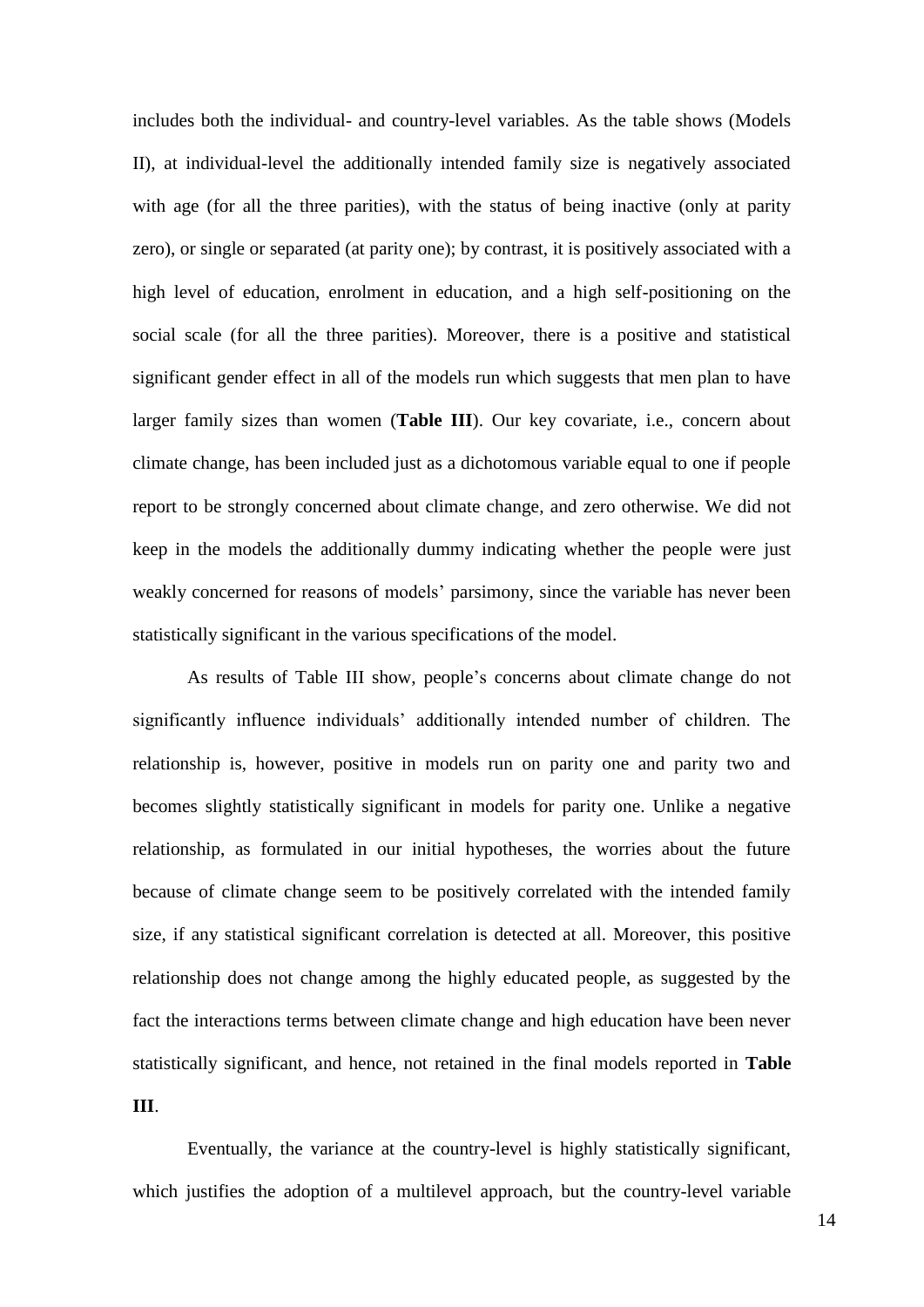includes both the individual- and country-level variables. As the table shows (Models II), at individual-level the additionally intended family size is negatively associated with age (for all the three parities), with the status of being inactive (only at parity zero), or single or separated (at parity one); by contrast, it is positively associated with a high level of education, enrolment in education, and a high self-positioning on the social scale (for all the three parities). Moreover, there is a positive and statistical significant gender effect in all of the models run which suggests that men plan to have larger family sizes than women (**Table III**). Our key covariate, i.e., concern about climate change, has been included just as a dichotomous variable equal to one if people report to be strongly concerned about climate change, and zero otherwise. We did not keep in the models the additionally dummy indicating whether the people were just weakly concerned for reasons of models' parsimony, since the variable has never been statistically significant in the various specifications of the model.

As results of Table III show, people's concerns about climate change do not significantly influence individuals' additionally intended number of children. The relationship is, however, positive in models run on parity one and parity two and becomes slightly statistically significant in models for parity one. Unlike a negative relationship, as formulated in our initial hypotheses, the worries about the future because of climate change seem to be positively correlated with the intended family size, if any statistical significant correlation is detected at all. Moreover, this positive relationship does not change among the highly educated people, as suggested by the fact the interactions terms between climate change and high education have been never statistically significant, and hence, not retained in the final models reported in **Table III**.

Eventually, the variance at the country-level is highly statistically significant, which justifies the adoption of a multilevel approach, but the country-level variable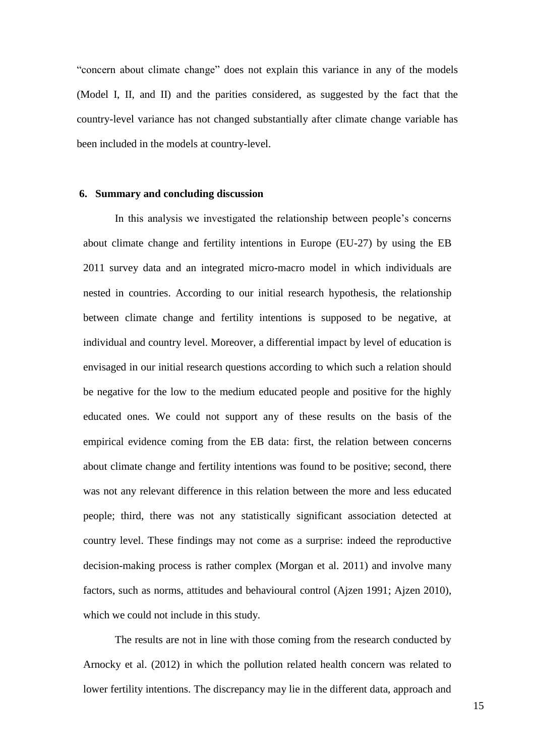"concern about climate change" does not explain this variance in any of the models (Model I, II, and II) and the parities considered, as suggested by the fact that the country-level variance has not changed substantially after climate change variable has been included in the models at country-level.

## 6. Summary and concluding discussion

In this analysis we investigated the relationship between people's concerns about climate change and fertility intentions in Europe (EU-27) by using the EB 2011 survey data and an integrated micro-macro model in which individuals are nested in countries. According to our initial research hypothesis, the relationship between climate change and fertility intentions is supposed to be negative, at individual and country level. Moreover, a differential impact by level of education is envisaged in our initial research questions according to which such a relation should be negative for the low to the medium educated people and positive for the highly educated ones. We could not support any of these results on the basis of the empirical evidence coming from the EB data: first, the relation between concerns about climate change and fertility intentions was found to be positive; second, there was not any relevant difference in this relation between the more and less educated people; third, there was not any statistically significant association detected at country level. These findings may not come as a surprise: indeed the reproductive decision-making process is rather complex (Morgan et al. 2011) and involve many factors, such as norms, attitudes and behavioural control (Ajzen 1991; Ajzen 2010), which we could not include in this study.

The results are not in line with those coming from the research conducted by Arnocky et al. (2012) in which the pollution related health concern was related to lower fertility intentions. The discrepancy may lie in the different data, approach and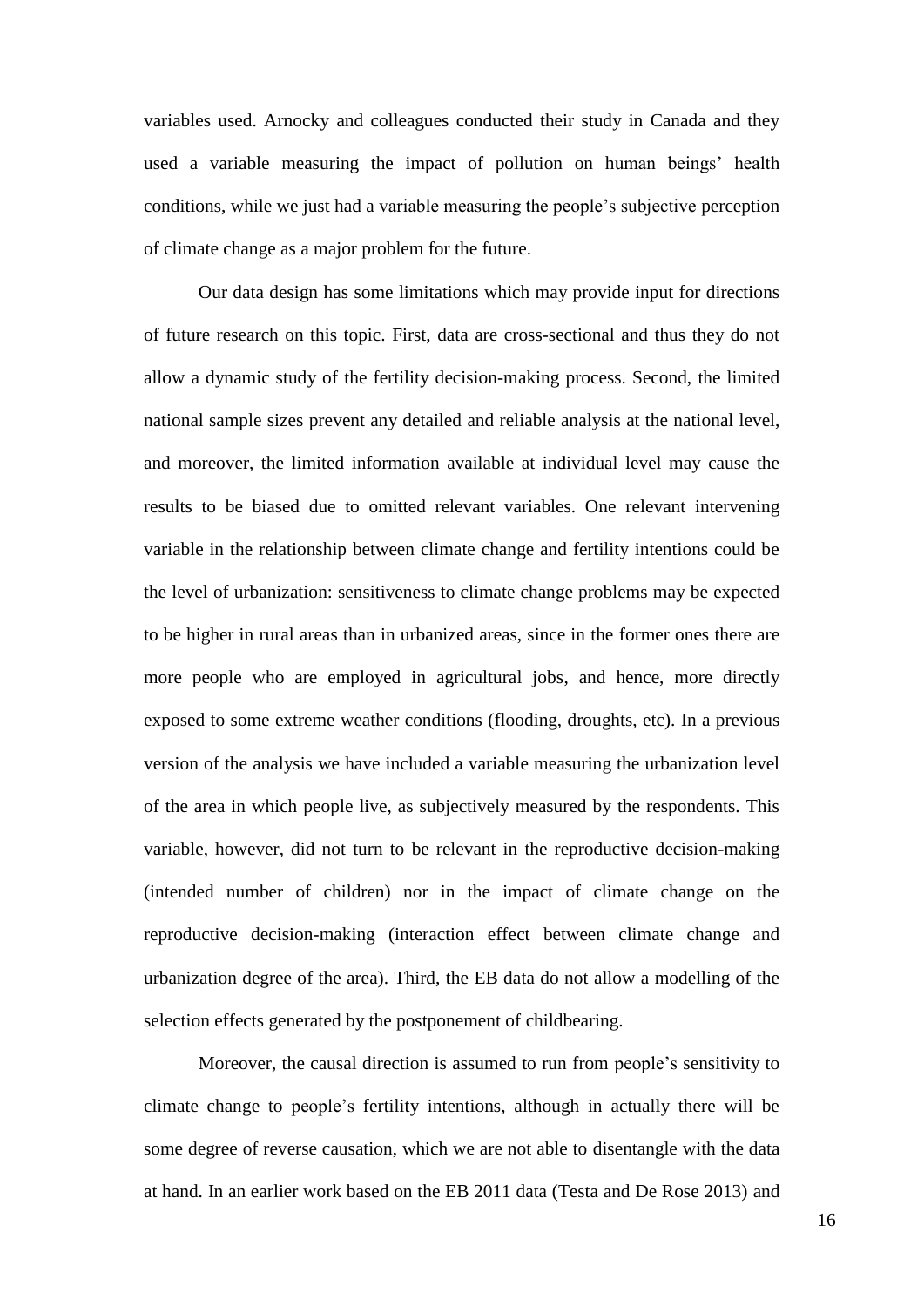variables used. Arnocky and colleagues conducted their study in Canada and they used a variable measuring the impact of pollution on human beings' health conditions, while we just had a variable measuring the people's subjective perception of climate change as a major problem for the future.

Our data design has some limitations which may provide input for directions of future research on this topic. First, data are cross-sectional and thus they do not allow a dynamic study of the fertility decision-making process. Second, the limited national sample sizes prevent any detailed and reliable analysis at the national level, and moreover, the limited information available at individual level may cause the results to be biased due to omitted relevant variables. One relevant intervening variable in the relationship between climate change and fertility intentions could be the level of urbanization: sensitiveness to climate change problems may be expected to be higher in rural areas than in urbanized areas, since in the former ones there are more people who are employed in agricultural jobs, and hence, more directly exposed to some extreme weather conditions (flooding, droughts, etc). In a previous version of the analysis we have included a variable measuring the urbanization level of the area in which people live, as subjectively measured by the respondents. This variable, however, did not turn to be relevant in the reproductive decision-making (intended number of children) nor in the impact of climate change on the reproductive decision-making (interaction effect between climate change and urbanization degree of the area). Third, the EB data do not allow a modelling of the selection effects generated by the postponement of childbearing.

Moreover, the causal direction is assumed to run from people's sensitivity to climate change to people's fertility intentions, although in actually there will be some degree of reverse causation, which we are not able to disentangle with the data at hand. In an earlier work based on the EB 2011 data (Testa and De Rose 2013) and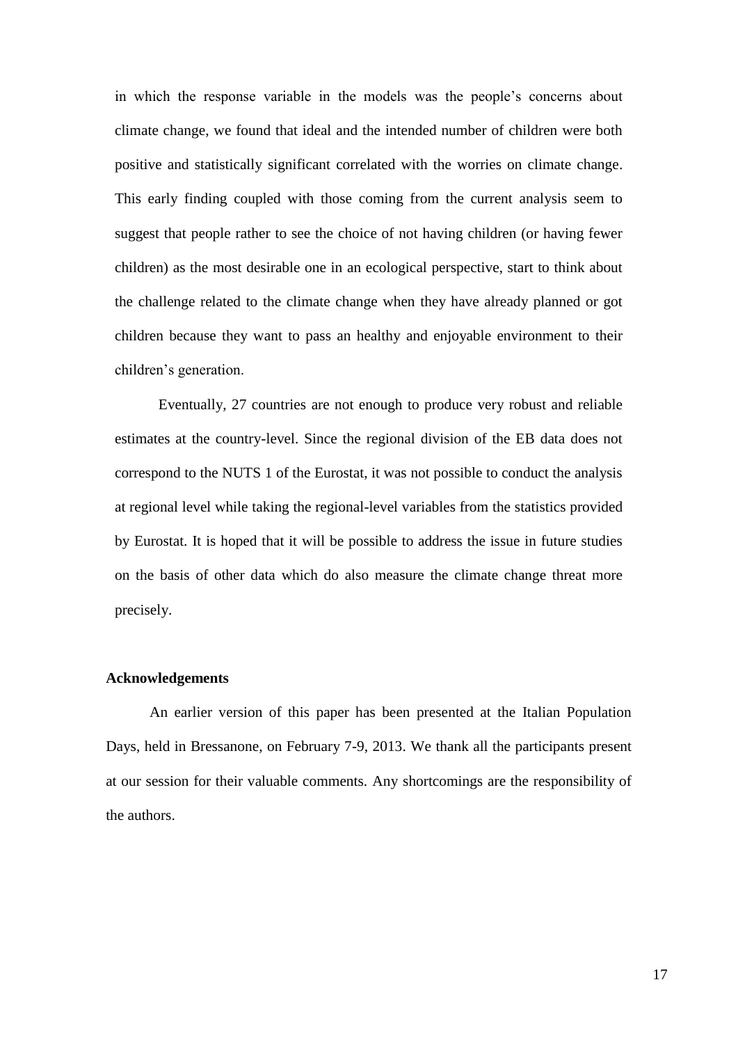in which the response variable in the models was the people's concerns about climate change, we found that ideal and the intended number of children were both positive and statistically significant correlated with the worries on climate change. This early finding coupled with those coming from the current analysis seem to suggest that people rather to see the choice of not having children (or having fewer children) as the most desirable one in an ecological perspective, start to think about the challenge related to the climate change when they have already planned or got children because they want to pass an healthy and enjoyable environment to their children's generation.

Eventually, 27 countries are not enough to produce very robust and reliable estimates at the country-level. Since the regional division of the EB data does not correspond to the NUTS 1 of the Eurostat, it was not possible to conduct the analysis at regional level while taking the regional-level variables from the statistics provided by Eurostat. It is hoped that it will be possible to address the issue in future studies on the basis of other data which do also measure the climate change threat more precisely.

## Acknowledgements

An earlier version of this paper has been presented at the Italian Population Days, held in Bressanone, on February 7-9, 2013. We thank all the participants present at our session for their valuable comments. Any shortcomings are the responsibility of the authors.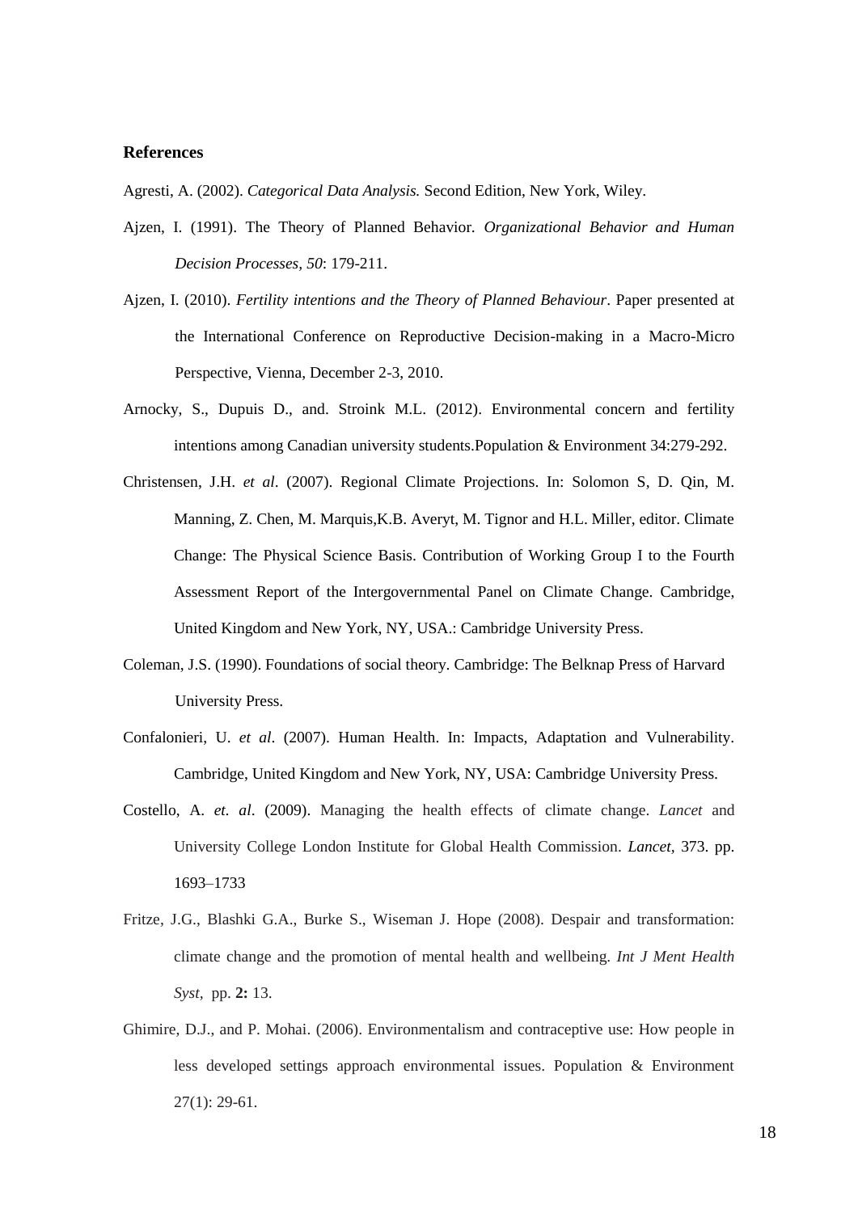### References

Agresti, A. (2002). *Categorical Data Analysis.* Second Edition, New York, Wiley.

Ajzen, I. (1991). The Theory of Planned Behavior. *Organizational Behavior and Human Decision Processes, 50*: 179-211.

Ajzen, I. (2010). *Fertility intentions and the Theory of Planned Behaviour*. Paper presented at the International Conference on Reproductive Decision-making in a Macro-Micro Perspective, Vienna, December 2-3, 2010.

Arnocky, S., Dupuis D., and. Stroink M.L. (2012). Environmental concern and fertility intentions among Canadian university students.Population & Environment 34:279-292.

Christensen, J.H. *et al*. (2007). Regional Climate Projections. In: Solomon S, D. Qin, M. Manning, Z. Chen, M. Marquis,K.B. Averyt, M. Tignor and H.L. Miller, editor. Climate Change: The Physical Science Basis. Contribution of Working Group I to the Fourth Assessment Report of the Intergovernmental Panel on Climate Change. Cambridge, United Kingdom and New York, NY, USA.: Cambridge University Press.

Coleman, J.S. (1990). Foundations of social theory. Cambridge: The Belknap Press of Harvard University Press.

Confalonieri, U. *et al*. (2007). Human Health. In: Impacts, Adaptation and Vulnerability. Cambridge, United Kingdom and New York, NY, USA: Cambridge University Press.

Costello, A. *et. al*. (2009). Managing the health effects of climate change. *Lancet* and University College London Institute for Global Health Commission. *Lancet*, 373. pp. 1693–1733

Fritze, J.G., Blashki G.A., Burke S., Wiseman J. Hope (2008). Despair and transformation: climate change and the promotion of mental health and wellbeing. *Int J Ment Health Syst*, pp. **2:** 13.

Ghimire, D.J., and P. Mohai. (2006). Environmentalism and contraceptive use: How people in less developed settings approach environmental issues. Population & Environment 27(1): 29-61.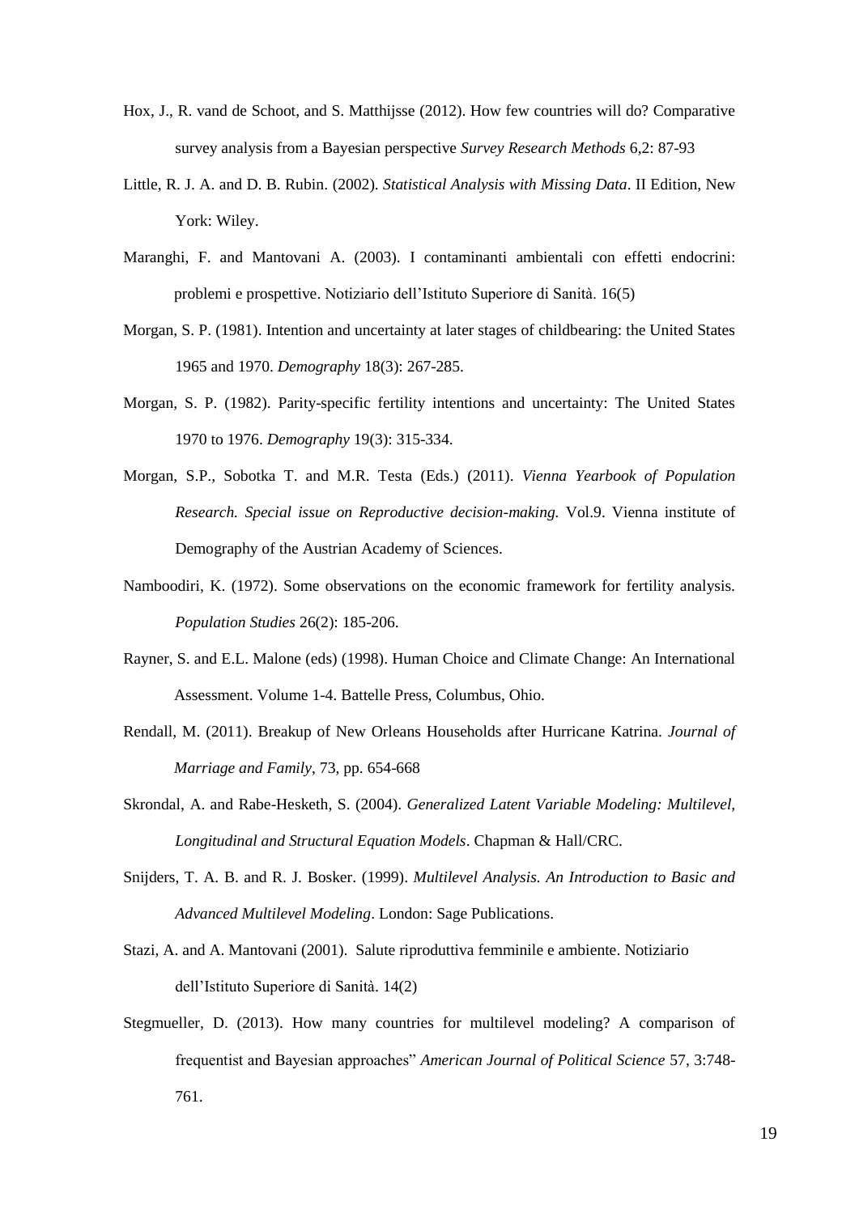Hox, J., R. vand de Schoot, and S. Matthijsse (2012). How few countries will do? Comparative survey analysis from a Bayesian perspective *Survey Research Methods* 6,2: 87-93

Little, R. J. A. and D. B. Rubin. (2002). *Statistical Analysis with Missing Data*. II Edition, New York: Wiley.

Maranghi, F. and Mantovani A. (2003). I contaminanti ambientali con effetti endocrini: problemi e prospettive. Notiziario dell'Istituto Superiore di Sanità. 16(5)

Morgan, S. P. (1981). Intention and uncertainty at later stages of childbearing: the United States 1965 and 1970. *Demography* 18(3): 267-285.

Morgan, S. P. (1982). Parity-specific fertility intentions and uncertainty: The United States 1970 to 1976. *Demography* 19(3): 315-334.

Morgan, S.P., Sobotka T. and M.R. Testa (Eds.) (2011). *Vienna Yearbook of Population Research. Special issue on Reproductive decision-making.* Vol.9. Vienna institute of Demography of the Austrian Academy of Sciences.

Namboodiri, K. (1972). Some observations on the economic framework for fertility analysis. *Population Studies* 26(2): 185-206.

Rayner, S. and E.L. Malone (eds) (1998). Human Choice and Climate Change: An International Assessment. Volume 1-4. Battelle Press, Columbus, Ohio.

Rendall, M. (2011). Breakup of New Orleans Households after Hurricane Katrina. *Journal of Marriage and Family*, 73, pp. 654-668

Skrondal, A. and Rabe-Hesketh, S. (2004). *Generalized Latent Variable Modeling: Multilevel, Longitudinal and Structural Equation Models*. Chapman & Hall/CRC.

Snijders, T. A. B. and R. J. Bosker. (1999). *Multilevel Analysis. An Introduction to Basic and Advanced Multilevel Modeling*. London: Sage Publications.

Stazi, A. and A. Mantovani (2001). Salute riproduttiva femminile e ambiente. Notiziario dell'Istituto Superiore di Sanità. 14(2)

Stegmueller, D. (2013). How many countries for multilevel modeling? A comparison of frequentist and Bayesian approaches" *American Journal of Political Science* 57, 3:748-761.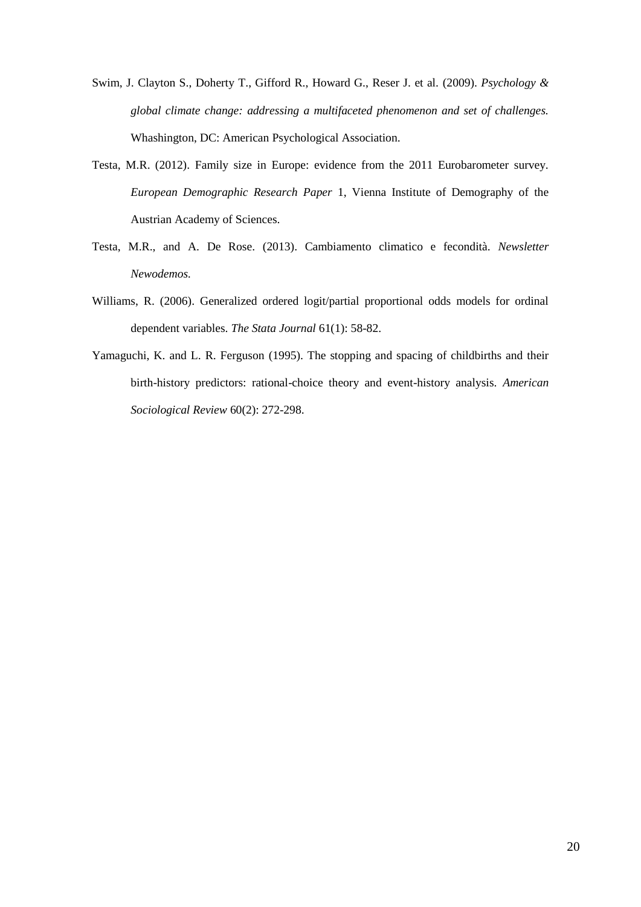Swim, J. Clayton S., Doherty T., Gifford R., Howard G., Reser J. et al. (2009). *Psychology & global climate change: addressing a multifaceted phenomenon and set of challenges.* Whashington, DC: American Psychological Association.

Testa, M.R. (2012). Family size in Europe: evidence from the 2011 Eurobarometer survey. *European Demographic Research Paper* 1, Vienna Institute of Demography of the Austrian Academy of Sciences.

Testa, M.R., and A. De Rose. (2013). Cambiamento climatico e fecondità. *Newsletter Newodemos.*

Williams, R. (2006). Generalized ordered logit/partial proportional odds models for ordinal dependent variables. *The Stata Journal* 61(1): 58-82.

Yamaguchi, K. and L. R. Ferguson (1995). The stopping and spacing of childbirths and their birth-history predictors: rational-choice theory and event-history analysis. *American Sociological Review* 60(2): 272-298.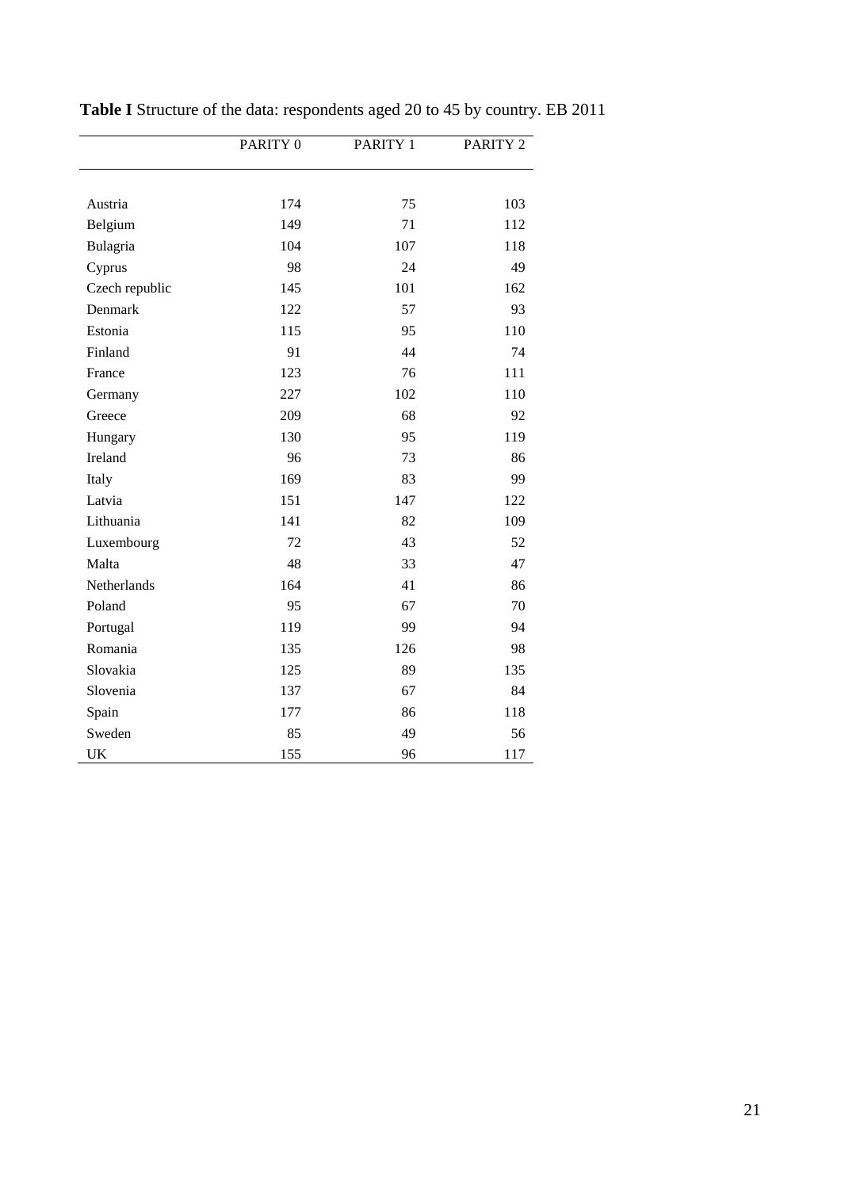**Table I** Structure of the data: respondents aged 20 to 45 by country. EB 2011

| | PARITY 0 | PARITY 1 | PARITY 2 |
|---|---|---|---|
| Austria | 174 | 75 | 103 |
| Belgium | 149 | 71 | 112 |
| Bulagria | 104 | 107 | 118 |
| Cyprus | 98 | 24 | 49 |
| Czech republic | 145 | 101 | 162 |
| Denmark | 122 | 57 | 93 |
| Estonia | 115 | 95 | 110 |
| Finland | 91 | 44 | 74 |
| France | 123 | 76 | 111 |
| Germany | 227 | 102 | 110 |
| Greece | 209 | 68 | 92 |
| Hungary | 130 | 95 | 119 |
| Ireland | 96 | 73 | 86 |
| Italy | 169 | 83 | 99 |
| Latvia | 151 | 147 | 122 |
| Lithuania | 141 | 82 | 109 |
| Luxembourg | 72 | 43 | 52 |
| Malta | 48 | 33 | 47 |
| Netherlands | 164 | 41 | 86 |
| Poland | 95 | 67 | 70 |
| Portugal | 119 | 99 | 94 |
| Romania | 135 | 126 | 98 |
| Slovakia | 125 | 89 | 135 |
| Slovenia | 137 | 67 | 84 |
| Spain | 177 | 86 | 118 |
| Sweden | 85 | 49 | 56 |
| UK | 155 | 96 | 117 |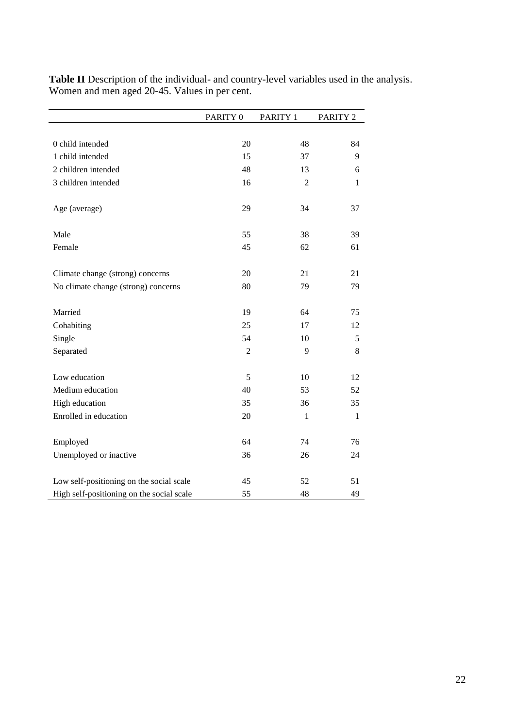**Table II** Description of the individual- and country-level variables used in the analysis. Women and men aged 20-45. Values in per cent.

| | PARITY 0 | PARITY 1 | PARITY 2 |
|---|---|---|---|
| 0 child intended | 20 | 48 | 84 |
| 1 child intended | 15 | 37 | 9 |
| 2 children intended | 48 | 13 | 6 |
| 3 children intended | 16 | 2 | 1 |
| Age (average) | 29 | 34 | 37 |
| Male | 55 | 38 | 39 |
| Female | 45 | 62 | 61 |
| Climate change (strong) concerns | 20 | 21 | 21 |
| No climate change (strong) concerns | 80 | 79 | 79 |
| Married | 19 | 64 | 75 |
| Cohabiting | 25 | 17 | 12 |
| Single | 54 | 10 | 5 |
| Separated | 2 | 9 | 8 |
| Low education | 5 | 10 | 12 |
| Medium education | 40 | 53 | 52 |
| High education | 35 | 36 | 35 |
| Enrolled in education | 20 | 1 | 1 |
| Employed | 64 | 74 | 76 |
| Unemployed or inactive | 36 | 26 | 24 |
| Low self-positioning on the social scale | 45 | 52 | 51 |
| High self-positioning on the social scale | 55 | 48 | 49 |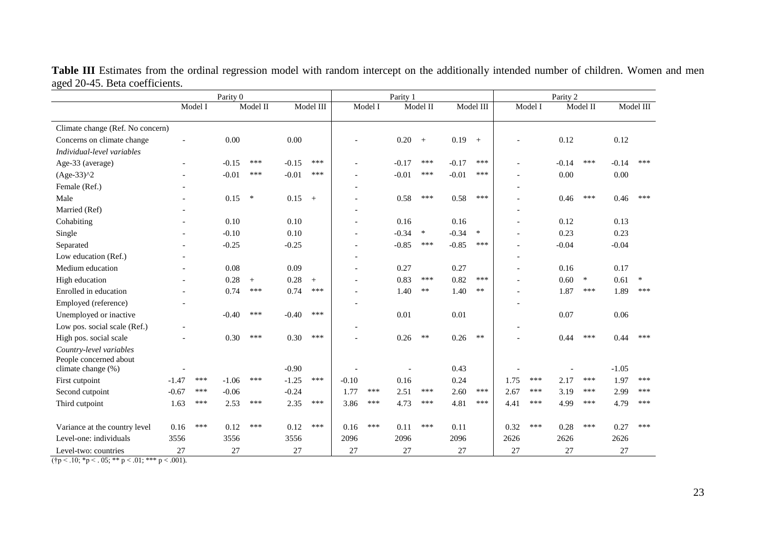**Table III** Estimates from the ordinal regression model with random intercept on the additionally intended number of children. Women and men aged 20-45. Beta coefficients.

| | Parity 0 | | | | | | Parity 1 | | | | | | Parity 2 | | | | | |
|---|---|---|---|---|---|---|---|---|---|---|---|---|---|---|---|---|---|---|
| | Model I | | Model II | | Model III | | Model I | | Model II | | Model III | | Model I | | Model II | | Model III | |
| Climate change (Ref. No concern) | | | | | | | | | | | | | | | | | | |
| Concerns on climate change | - | | 0.00 | | 0.00 | | - | | 0.20 | + | 0.19 | + | - | | 0.12 | | 0.12 | |
| *Individual-level variables* | | | | | | | | | | | | | | | | | | |
| Age-33 (average) | - | | -0.15 | *** | -0.15 | *** | - | | -0.17 | *** | -0.17 | *** | - | | -0.14 | *** | -0.14 | *** |
| (Age-33)^2 | - | | -0.01 | *** | -0.01 | *** | - | | -0.01 | *** | -0.01 | *** | - | | 0.00 | | 0.00 | |
| Female (Ref.) | - | | | | | | - | | | | | | - | | | | | |
| Male | - | | 0.15 | * | 0.15 | + | - | | 0.58 | *** | 0.58 | *** | - | | 0.46 | *** | 0.46 | *** |
| Married (Ref) | - | | | | | | - | | | | | | - | | | | | |
| Cohabiting | - | | 0.10 | | 0.10 | | - | | 0.16 | | 0.16 | | - | | 0.12 | | 0.13 | |
| Single | - | | -0.10 | | 0.10 | | - | | -0.34 | * | -0.34 | * | - | | 0.23 | | 0.23 | |
| Separated | - | | -0.25 | | -0.25 | | - | | -0.85 | *** | -0.85 | *** | - | | -0.04 | | -0.04 | |
| Low education (Ref.) | - | | | | | | - | | | | | | - | | | | | |
| Medium education | - | | 0.08 | | 0.09 | | - | | 0.27 | | 0.27 | | - | | 0.16 | | 0.17 | |
| High education | - | | 0.28 | + | 0.28 | + | - | | 0.83 | *** | 0.82 | *** | - | | 0.60 | * | 0.61 | * |
| Enrolled in education | - | | 0.74 | *** | 0.74 | *** | - | | 1.40 | ** | 1.40 | ** | - | | 1.87 | *** | 1.89 | *** |
| Employed (reference) | - | | | | | | - | | | | | | - | | | | | |
| Unemployed or inactive | | | -0.40 | *** | -0.40 | *** | | | 0.01 | | 0.01 | | | | 0.07 | | 0.06 | |
| Low pos. social scale (Ref.) | - | | | | | | - | | | | | | - | | | | | |
| High pos. social scale | - | | 0.30 | *** | 0.30 | *** | - | | 0.26 | ** | 0.26 | ** | - | | 0.44 | *** | 0.44 | *** |
| *Country-level variables* | | | | | | | | | | | | | | | | | | |
| People concerned about climate change (%) | - | | | | -0.90 | | - | | - | | 0.43 | | - | | - | | -1.05 | |
| First cutpoint | -1.47 | *** | -1.06 | *** | -1.25 | *** | -0.10 | | 0.16 | | 0.24 | | 1.75 | *** | 2.17 | *** | 1.97 | *** |
| Second cutpoint | -0.67 | *** | -0.06 | | -0.24 | | 1.77 | *** | 2.51 | *** | 2.60 | *** | 2.67 | *** | 3.19 | *** | 2.99 | *** |
| Third cutpoint | 1.63 | *** | 2.53 | *** | 2.35 | *** | 3.86 | *** | 4.73 | *** | 4.81 | *** | 4.41 | *** | 4.99 | *** | 4.79 | *** |
| Variance at the country level | 0.16 | *** | 0.12 | *** | 0.12 | *** | 0.16 | *** | 0.11 | *** | 0.11 | | 0.32 | *** | 0.28 | *** | 0.27 | *** |
| Level-one: individuals | 3556 | | 3556 | | 3556 | | 2096 | | 2096 | | 2096 | | 2626 | | 2626 | | 2626 | |
| Level-two: countries | 27 | | 27 | | 27 | | 27 | | 27 | | 27 | | 27 | | 27 | | 27 | |

(†p < .10; *p < . 05; ** p < .01; *** p < .001).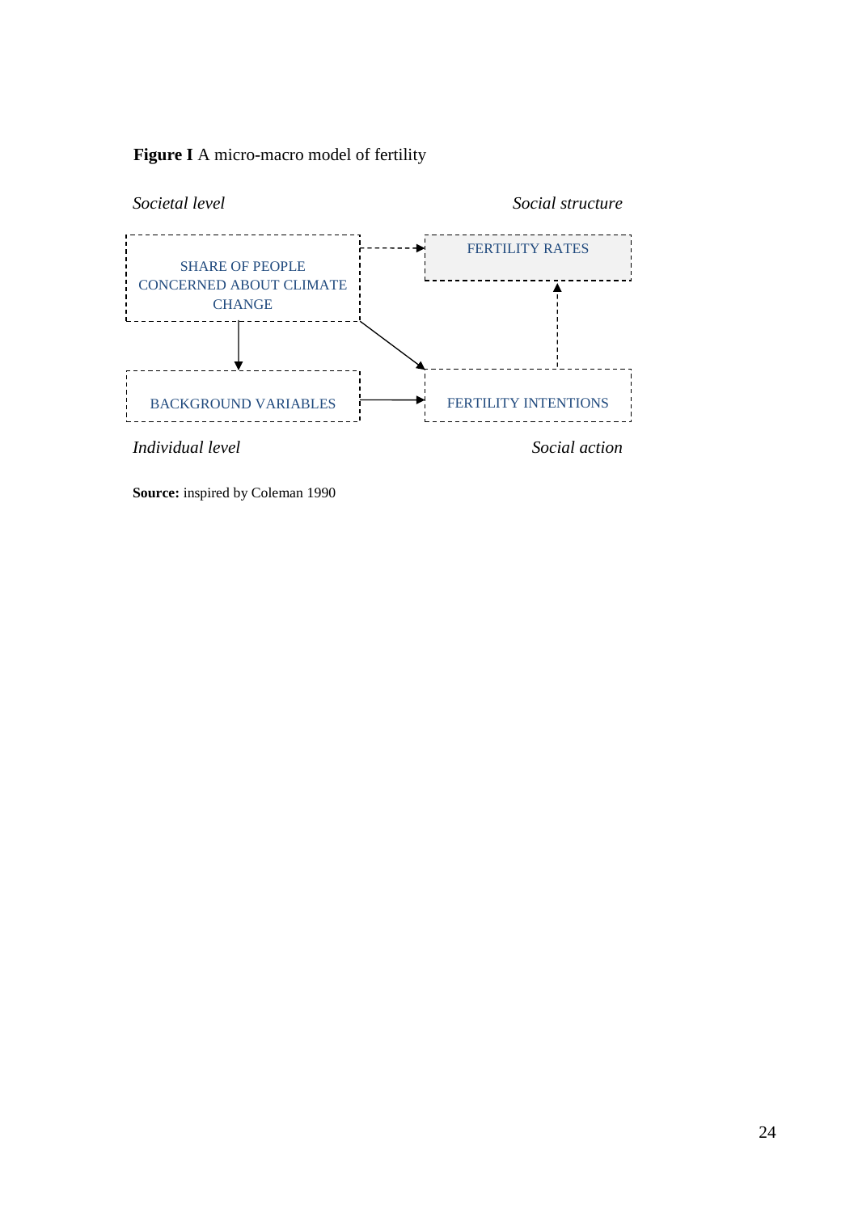**Figure I** A micro-macro model of fertility

*Societal level* *Social structure*

SHARE OF PEOPLE CONCERNED ABOUT CLIMATE CHANGE

FERTILITY RATES

BACKGROUND VARIABLES

FERTILITY INTENTIONS

*Individual level* *Social action*

**Source:** inspired by Coleman 1990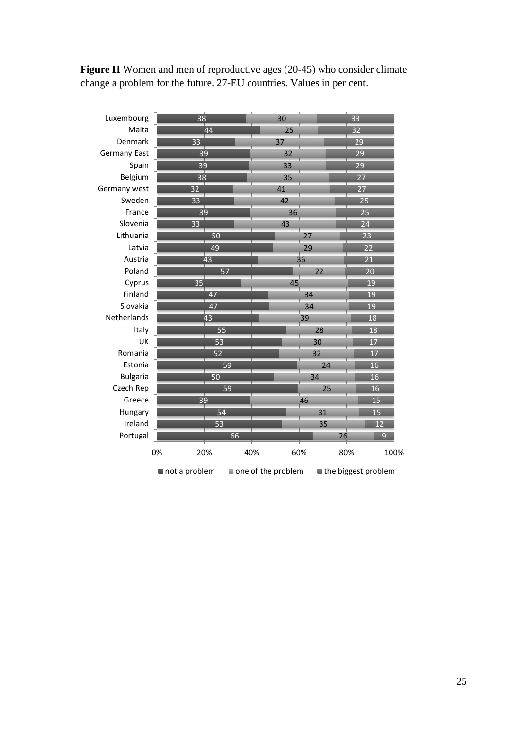**Figure II** Women and men of reproductive ages (20-45) who consider climate change a problem for the future. 27-EU countries. Values in per cent.

| Country | not a problem | one of the problem | the biggest problem |
|---|---|---|---|
| Luxembourg | 38 | 30 | 33 |
| Malta | 44 | 25 | 32 |
| Denmark | 33 | 37 | 29 |
| Germany East | 39 | 32 | 29 |
| Spain | 39 | 33 | 29 |
| Belgium | 38 | 35 | 27 |
| Germany west | 32 | 41 | 27 |
| Sweden | 33 | 42 | 25 |
| France | 39 | 36 | 25 |
| Slovenia | 33 | 43 | 24 |
| Lithuania | 50 | 27 | 23 |
| Latvia | 49 | 29 | 22 |
| Austria | 43 | 36 | 21 |
| Poland | 57 | 22 | 20 |
| Cyprus | 35 | 45 | 19 |
| Finland | 47 | 34 | 19 |
| Slovakia | 47 | 34 | 19 |
| Netherlands | 43 | 39 | 18 |
| Italy | 55 | 28 | 18 |
| UK | 53 | 30 | 17 |
| Romania | 52 | 32 | 17 |
| Estonia | 59 | 24 | 16 |
| Bulgaria | 50 | 34 | 16 |
| Czech Rep | 59 | 25 | 16 |
| Greece | 39 | 46 | 15 |
| Hungary | 54 | 31 | 15 |
| Ireland | 53 | 35 | 12 |
| Portugal | 66 | 26 | 9 |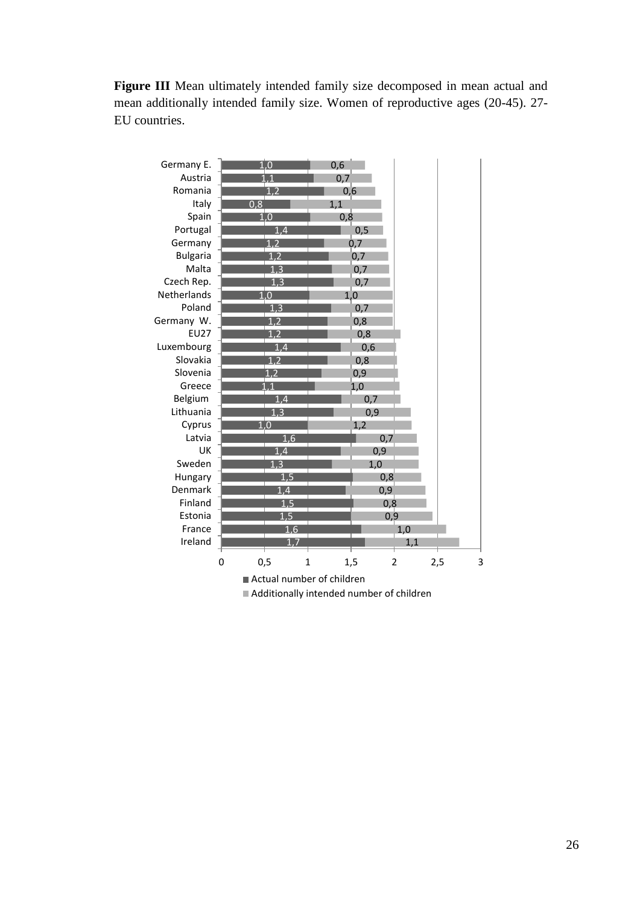**Figure III** Mean ultimately intended family size decomposed in mean actual and mean additionally intended family size. Women of reproductive ages (20-45). 27-EU countries.

Germany E. 1,0 0,6
Austria 1,1 0,7
Romania 1,2 0,6
Italy 0,8 1,1
Spain 1,0 0,8
Portugal 1,4 0,5
Germany 1,2 0,7
Bulgaria 1,2 0,7
Malta 1,3 0,7
Czech Rep. 1,3 0,7
Netherlands 1,0 1,0
Poland 1,3 0,7
Germany W. 1,2 0,8
EU27 1,2 0,8
Luxembourg 1,4 0,6
Slovakia 1,2 0,8
Slovenia 1,2 0,9
Greece 1,1 1,0
Belgium 1,4 0,7
Lithuania 1,3 0,9
Cyprus 1,0 1,2
Latvia 1,6 0,7
UK 1,4 0,9
Sweden 1,3 1,0
Hungary 1,5 0,8
Denmark 1,4 0,9
Finland 1,5 0,8
Estonia 1,5 0,9
France 1,6 1,0
Ireland 1,7 1,1

0 0,5 1 1,5 2 2,5 3

Actual number of children
Additionally intended number of children